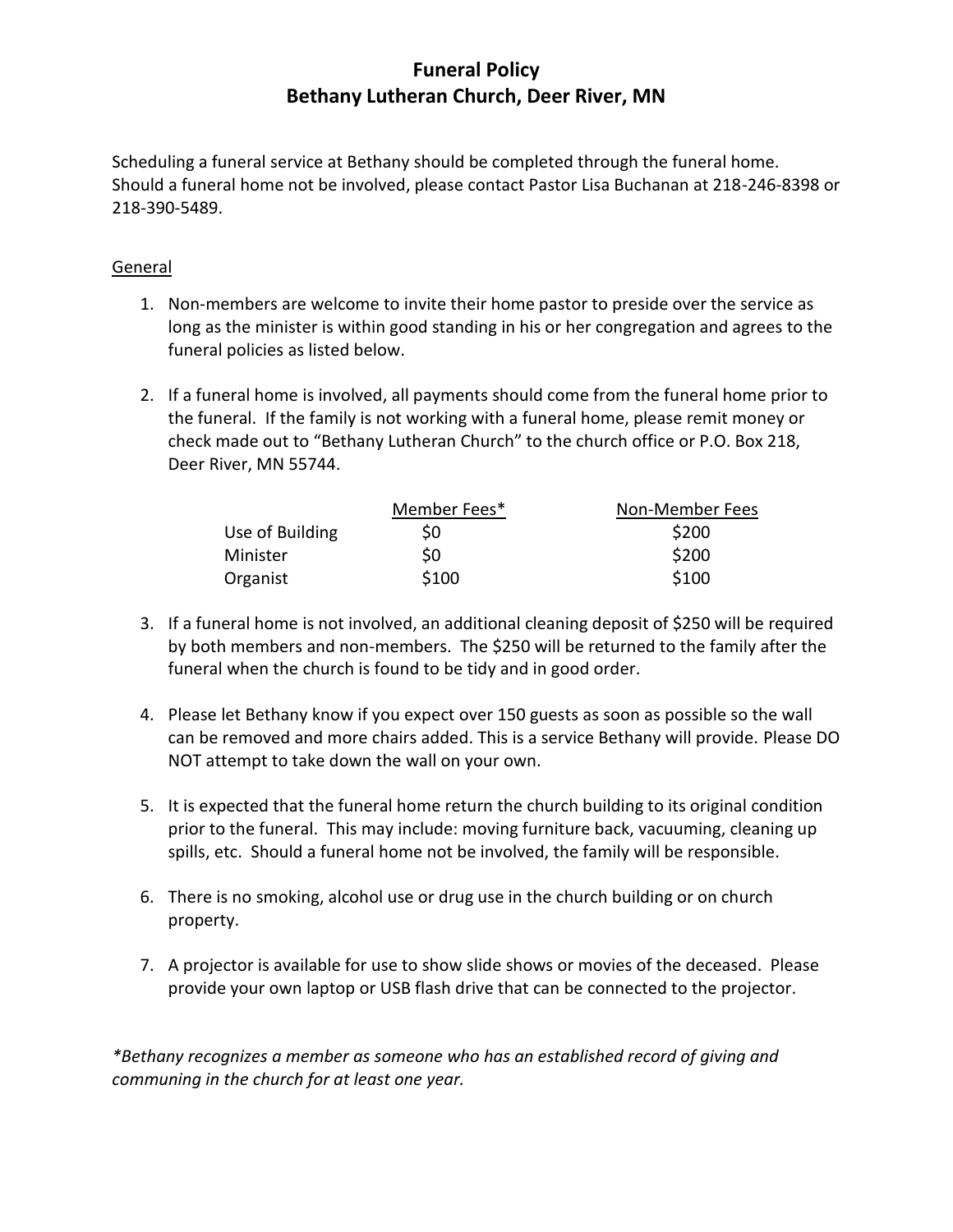# Funeral Policy
# Bethany Lutheran Church, Deer River, MN

Scheduling a funeral service at Bethany should be completed through the funeral home. Should a funeral home not be involved, please contact Pastor Lisa Buchanan at 218-246-8398 or 218-390-5489.

## General

1. Non-members are welcome to invite their home pastor to preside over the service as long as the minister is within good standing in his or her congregation and agrees to the funeral policies as listed below.

2. If a funeral home is involved, all payments should come from the funeral home prior to the funeral. If the family is not working with a funeral home, please remit money or check made out to "Bethany Lutheran Church" to the church office or P.O. Box 218, Deer River, MN 55744.

| | Member Fees* | Non-Member Fees |
|---|---|---|
| Use of Building | $0 | $200 |
| Minister | $0 | $200 |
| Organist | $100 | $100 |

3. If a funeral home is not involved, an additional cleaning deposit of $250 will be required by both members and non-members. The $250 will be returned to the family after the funeral when the church is found to be tidy and in good order.

4. Please let Bethany know if you expect over 150 guests as soon as possible so the wall can be removed and more chairs added. This is a service Bethany will provide. Please DO NOT attempt to take down the wall on your own.

5. It is expected that the funeral home return the church building to its original condition prior to the funeral. This may include: moving furniture back, vacuuming, cleaning up spills, etc. Should a funeral home not be involved, the family will be responsible.

6. There is no smoking, alcohol use or drug use in the church building or on church property.

7. A projector is available for use to show slide shows or movies of the deceased. Please provide your own laptop or USB flash drive that can be connected to the projector.

*\*Bethany recognizes a member as someone who has an established record of giving and communing in the church for at least one year.*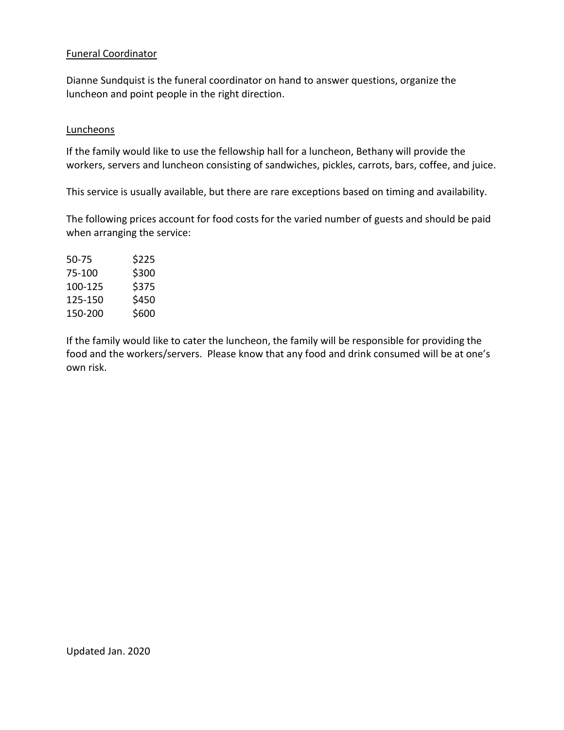## Funeral Coordinator

Dianne Sundquist is the funeral coordinator on hand to answer questions, organize the luncheon and point people in the right direction.

## Luncheons

If the family would like to use the fellowship hall for a luncheon, Bethany will provide the workers, servers and luncheon consisting of sandwiches, pickles, carrots, bars, coffee, and juice.

This service is usually available, but there are rare exceptions based on timing and availability.

The following prices account for food costs for the varied number of guests and should be paid when arranging the service:

| | |
|---|---|
| 50-75 | $225 |
| 75-100 | $300 |
| 100-125 | $375 |
| 125-150 | $450 |
| 150-200 | $600 |

If the family would like to cater the luncheon, the family will be responsible for providing the food and the workers/servers. Please know that any food and drink consumed will be at one's own risk.

Updated Jan. 2020